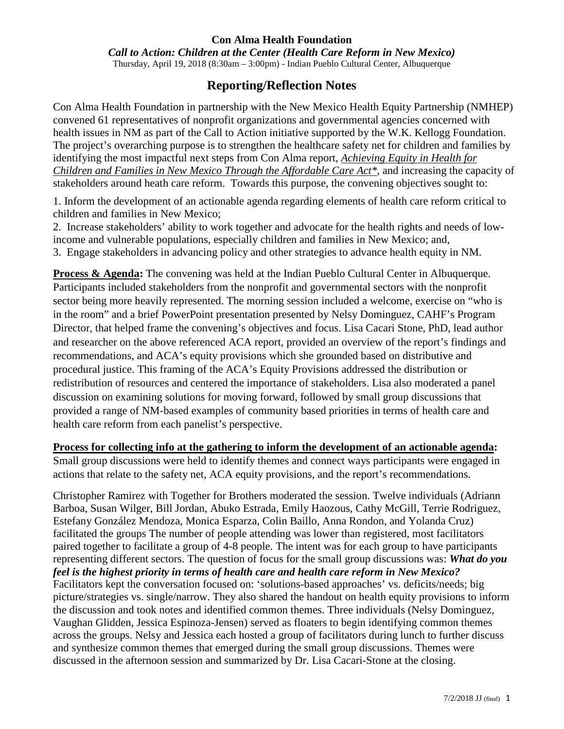**Con Alma Health Foundation**
*Call to Action: Children at the Center (Health Care Reform in New Mexico)*
Thursday, April 19, 2018 (8:30am – 3:00pm) - Indian Pueblo Cultural Center, Albuquerque

# Reporting/Reflection Notes

Con Alma Health Foundation in partnership with the New Mexico Health Equity Partnership (NMHEP) convened 61 representatives of nonprofit organizations and governmental agencies concerned with health issues in NM as part of the Call to Action initiative supported by the W.K. Kellogg Foundation. The project's overarching purpose is to strengthen the healthcare safety net for children and families by identifying the most impactful next steps from Con Alma report, *Achieving Equity in Health for Children and Families in New Mexico Through the Affordable Care Act**, and increasing the capacity of stakeholders around heath care reform. Towards this purpose, the convening objectives sought to:

1. Inform the development of an actionable agenda regarding elements of health care reform critical to children and families in New Mexico;
2. Increase stakeholders' ability to work together and advocate for the health rights and needs of low-income and vulnerable populations, especially children and families in New Mexico; and,
3. Engage stakeholders in advancing policy and other strategies to advance health equity in NM.

**Process & Agenda:** The convening was held at the Indian Pueblo Cultural Center in Albuquerque. Participants included stakeholders from the nonprofit and governmental sectors with the nonprofit sector being more heavily represented. The morning session included a welcome, exercise on "who is in the room" and a brief PowerPoint presentation presented by Nelsy Dominguez, CAHF's Program Director, that helped frame the convening's objectives and focus. Lisa Cacari Stone, PhD, lead author and researcher on the above referenced ACA report, provided an overview of the report's findings and recommendations, and ACA's equity provisions which she grounded based on distributive and procedural justice. This framing of the ACA's Equity Provisions addressed the distribution or redistribution of resources and centered the importance of stakeholders. Lisa also moderated a panel discussion on examining solutions for moving forward, followed by small group discussions that provided a range of NM-based examples of community based priorities in terms of health care and health care reform from each panelist's perspective.

**Process for collecting info at the gathering to inform the development of an actionable agenda:**
Small group discussions were held to identify themes and connect ways participants were engaged in actions that relate to the safety net, ACA equity provisions, and the report's recommendations.

Christopher Ramirez with Together for Brothers moderated the session. Twelve individuals (Adriann Barboa, Susan Wilger, Bill Jordan, Abuko Estrada, Emily Haozous, Cathy McGill, Terrie Rodriguez, Estefany González Mendoza, Monica Esparza, Colin Baillo, Anna Rondon, and Yolanda Cruz) facilitated the groups The number of people attending was lower than registered, most facilitators paired together to facilitate a group of 4-8 people. The intent was for each group to have participants representing different sectors. The question of focus for the small group discussions was: ***What do you feel is the highest priority in terms of health care and health care reform in New Mexico?*** Facilitators kept the conversation focused on: 'solutions-based approaches' vs. deficits/needs; big picture/strategies vs. single/narrow. They also shared the handout on health equity provisions to inform the discussion and took notes and identified common themes. Three individuals (Nelsy Dominguez, Vaughan Glidden, Jessica Espinoza-Jensen) served as floaters to begin identifying common themes across the groups. Nelsy and Jessica each hosted a group of facilitators during lunch to further discuss and synthesize common themes that emerged during the small group discussions. Themes were discussed in the afternoon session and summarized by Dr. Lisa Cacari-Stone at the closing.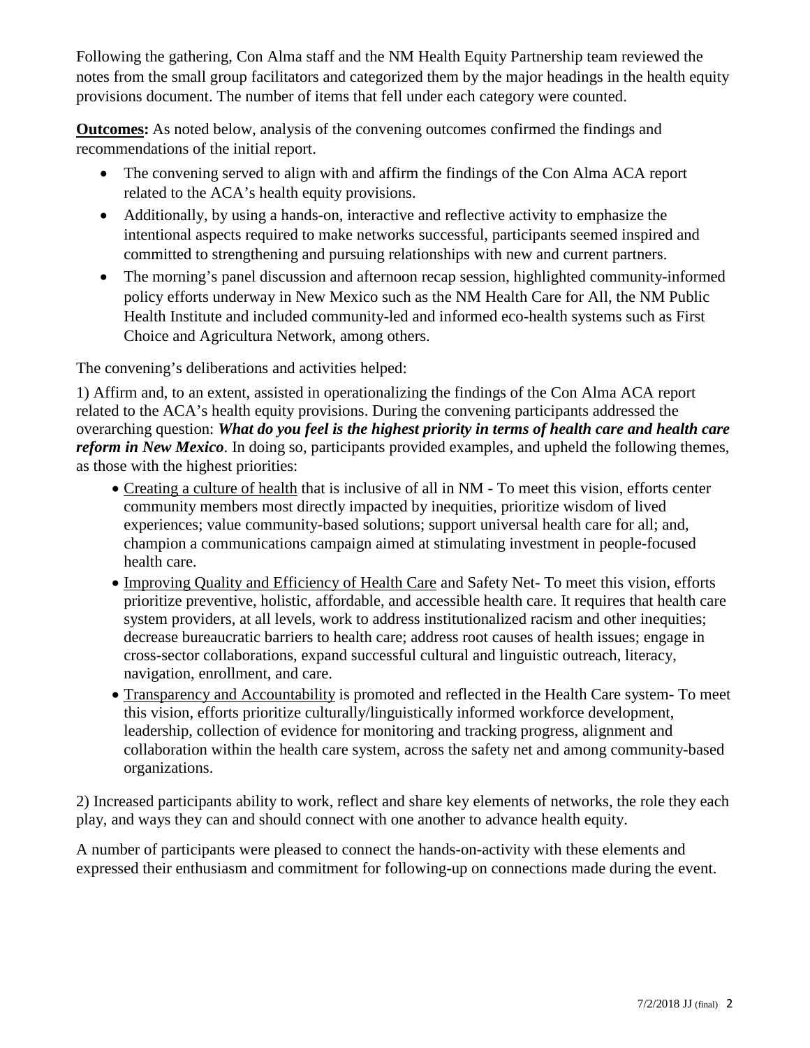Following the gathering, Con Alma staff and the NM Health Equity Partnership team reviewed the notes from the small group facilitators and categorized them by the major headings in the health equity provisions document. The number of items that fell under each category were counted.

**Outcomes:** As noted below, analysis of the convening outcomes confirmed the findings and recommendations of the initial report.

- The convening served to align with and affirm the findings of the Con Alma ACA report related to the ACA's health equity provisions.
- Additionally, by using a hands-on, interactive and reflective activity to emphasize the intentional aspects required to make networks successful, participants seemed inspired and committed to strengthening and pursuing relationships with new and current partners.
- The morning's panel discussion and afternoon recap session, highlighted community-informed policy efforts underway in New Mexico such as the NM Health Care for All, the NM Public Health Institute and included community-led and informed eco-health systems such as First Choice and Agricultura Network, among others.

The convening's deliberations and activities helped:

1) Affirm and, to an extent, assisted in operationalizing the findings of the Con Alma ACA report related to the ACA's health equity provisions. During the convening participants addressed the overarching question: ***What do you feel is the highest priority in terms of health care and health care reform in New Mexico***. In doing so, participants provided examples, and upheld the following themes, as those with the highest priorities:

- <u>Creating a culture of health</u> that is inclusive of all in NM - To meet this vision, efforts center community members most directly impacted by inequities, prioritize wisdom of lived experiences; value community-based solutions; support universal health care for all; and, champion a communications campaign aimed at stimulating investment in people-focused health care.
- <u>Improving Quality and Efficiency of Health Care</u> and Safety Net- To meet this vision, efforts prioritize preventive, holistic, affordable, and accessible health care. It requires that health care system providers, at all levels, work to address institutionalized racism and other inequities; decrease bureaucratic barriers to health care; address root causes of health issues; engage in cross-sector collaborations, expand successful cultural and linguistic outreach, literacy, navigation, enrollment, and care.
- <u>Transparency and Accountability</u> is promoted and reflected in the Health Care system- To meet this vision, efforts prioritize culturally/linguistically informed workforce development, leadership, collection of evidence for monitoring and tracking progress, alignment and collaboration within the health care system, across the safety net and among community-based organizations.

2) Increased participants ability to work, reflect and share key elements of networks, the role they each play, and ways they can and should connect with one another to advance health equity.

A number of participants were pleased to connect the hands-on-activity with these elements and expressed their enthusiasm and commitment for following-up on connections made during the event.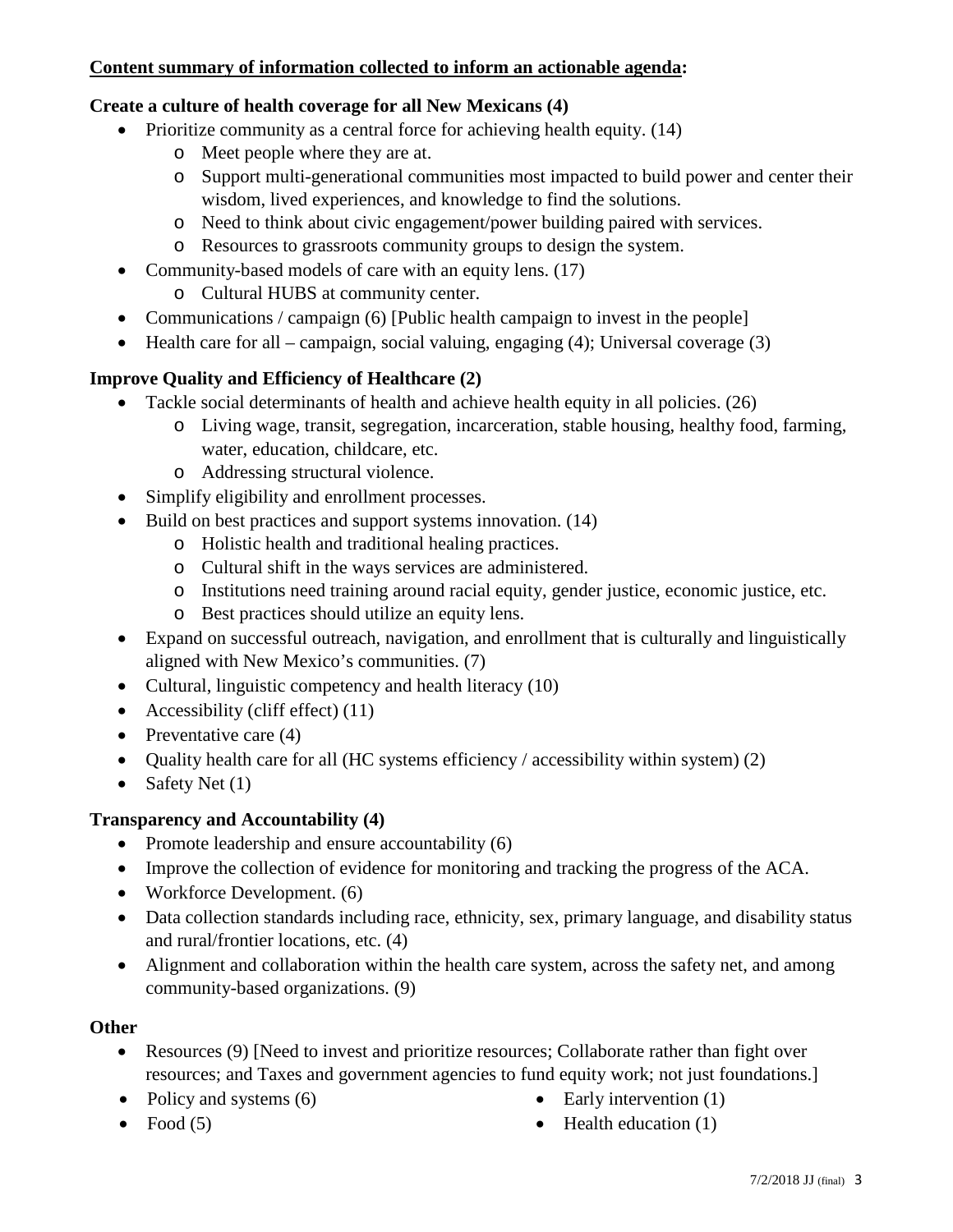**Content summary of information collected to inform an actionable agenda:**

**Create a culture of health coverage for all New Mexicans (4)**

- Prioritize community as a central force for achieving health equity. (14)
    - Meet people where they are at.
    - Support multi-generational communities most impacted to build power and center their wisdom, lived experiences, and knowledge to find the solutions.
    - Need to think about civic engagement/power building paired with services.
    - Resources to grassroots community groups to design the system.
- Community-based models of care with an equity lens. (17)
    - Cultural HUBS at community center.
- Communications / campaign (6) [Public health campaign to invest in the people]
- Health care for all – campaign, social valuing, engaging (4); Universal coverage (3)

**Improve Quality and Efficiency of Healthcare (2)**

- Tackle social determinants of health and achieve health equity in all policies. (26)
    - Living wage, transit, segregation, incarceration, stable housing, healthy food, farming, water, education, childcare, etc.
    - Addressing structural violence.
- Simplify eligibility and enrollment processes.
- Build on best practices and support systems innovation. (14)
    - Holistic health and traditional healing practices.
    - Cultural shift in the ways services are administered.
    - Institutions need training around racial equity, gender justice, economic justice, etc.
    - Best practices should utilize an equity lens.
- Expand on successful outreach, navigation, and enrollment that is culturally and linguistically aligned with New Mexico's communities. (7)
- Cultural, linguistic competency and health literacy (10)
- Accessibility (cliff effect) (11)
- Preventative care (4)
- Quality health care for all (HC systems efficiency / accessibility within system) (2)
- Safety Net (1)

**Transparency and Accountability (4)**

- Promote leadership and ensure accountability (6)
- Improve the collection of evidence for monitoring and tracking the progress of the ACA.
- Workforce Development. (6)
- Data collection standards including race, ethnicity, sex, primary language, and disability status and rural/frontier locations, etc. (4)
- Alignment and collaboration within the health care system, across the safety net, and among community-based organizations. (9)

**Other**

- Resources (9) [Need to invest and prioritize resources; Collaborate rather than fight over resources; and Taxes and government agencies to fund equity work; not just foundations.]
- Policy and systems (6)
- Food (5)
- Early intervention (1)
- Health education (1)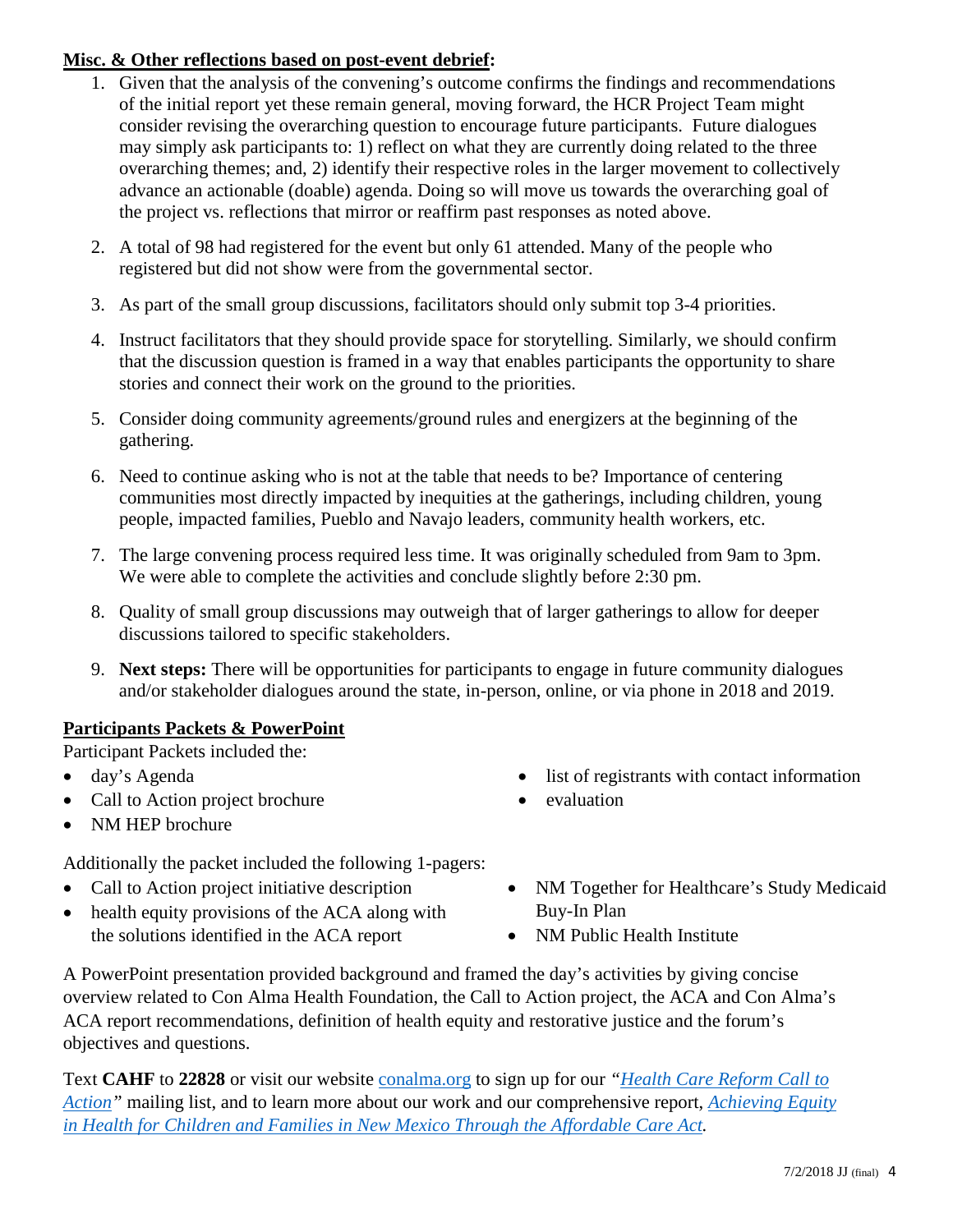**Misc. & Other reflections based on post-event debrief:**

1. Given that the analysis of the convening's outcome confirms the findings and recommendations of the initial report yet these remain general, moving forward, the HCR Project Team might consider revising the overarching question to encourage future participants. Future dialogues may simply ask participants to: 1) reflect on what they are currently doing related to the three overarching themes; and, 2) identify their respective roles in the larger movement to collectively advance an actionable (doable) agenda. Doing so will move us towards the overarching goal of the project vs. reflections that mirror or reaffirm past responses as noted above.
2. A total of 98 had registered for the event but only 61 attended. Many of the people who registered but did not show were from the governmental sector.
3. As part of the small group discussions, facilitators should only submit top 3-4 priorities.
4. Instruct facilitators that they should provide space for storytelling. Similarly, we should confirm that the discussion question is framed in a way that enables participants the opportunity to share stories and connect their work on the ground to the priorities.
5. Consider doing community agreements/ground rules and energizers at the beginning of the gathering.
6. Need to continue asking who is not at the table that needs to be? Importance of centering communities most directly impacted by inequities at the gatherings, including children, young people, impacted families, Pueblo and Navajo leaders, community health workers, etc.
7. The large convening process required less time. It was originally scheduled from 9am to 3pm. We were able to complete the activities and conclude slightly before 2:30 pm.
8. Quality of small group discussions may outweigh that of larger gatherings to allow for deeper discussions tailored to specific stakeholders.
9. **Next steps:** There will be opportunities for participants to engage in future community dialogues and/or stakeholder dialogues around the state, in-person, online, or via phone in 2018 and 2019.

**Participants Packets & PowerPoint**

Participant Packets included the:

- day's Agenda
- Call to Action project brochure
- NM HEP brochure
- list of registrants with contact information
- evaluation

Additionally the packet included the following 1-pagers:

- Call to Action project initiative description
- health equity provisions of the ACA along with the solutions identified in the ACA report
- NM Together for Healthcare's Study Medicaid Buy-In Plan
- NM Public Health Institute

A PowerPoint presentation provided background and framed the day's activities by giving concise overview related to Con Alma Health Foundation, the Call to Action project, the ACA and Con Alma's ACA report recommendations, definition of health equity and restorative justice and the forum's objectives and questions.

Text **CAHF** to **22828** or visit our website conalma.org to sign up for our *"Health Care Reform Call to Action"* mailing list, and to learn more about our work and our comprehensive report, *Achieving Equity in Health for Children and Families in New Mexico Through the Affordable Care Act.*

7/2/2018 JJ (final)